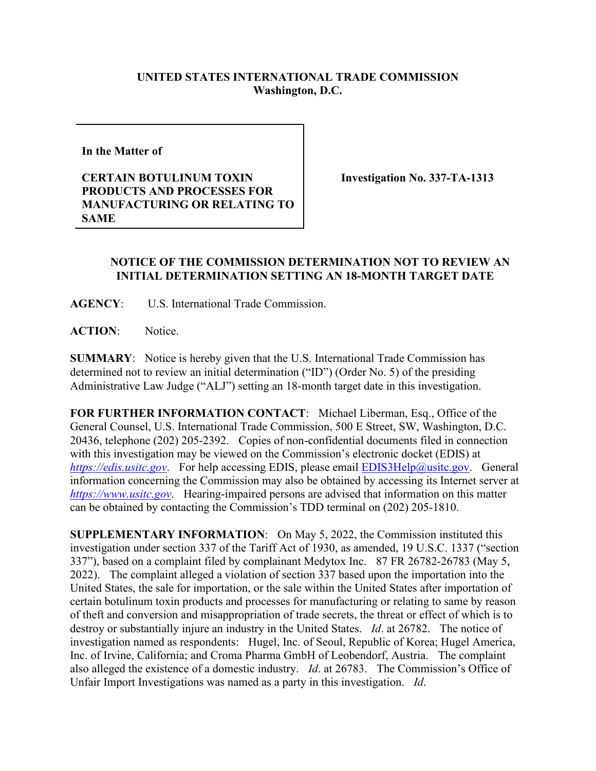**UNITED STATES INTERNATIONAL TRADE COMMISSION**
**Washington, D.C.**

| In the Matter of | |
|---|---|
| **CERTAIN BOTULINUM TOXIN PRODUCTS AND PROCESSES FOR MANUFACTURING OR RELATING TO SAME** | **Investigation No. 337-TA-1313** |

**NOTICE OF THE COMMISSION DETERMINATION NOT TO REVIEW AN INITIAL DETERMINATION SETTING AN 18-MONTH TARGET DATE**

**AGENCY**: U.S. International Trade Commission.

**ACTION**: Notice.

**SUMMARY**: Notice is hereby given that the U.S. International Trade Commission has determined not to review an initial determination ("ID") (Order No. 5) of the presiding Administrative Law Judge ("ALJ") setting an 18-month target date in this investigation.

**FOR FURTHER INFORMATION CONTACT**: Michael Liberman, Esq., Office of the General Counsel, U.S. International Trade Commission, 500 E Street, SW, Washington, D.C. 20436, telephone (202) 205-2392. Copies of non-confidential documents filed in connection with this investigation may be viewed on the Commission's electronic docket (EDIS) at *https://edis.usitc.gov*. For help accessing EDIS, please email EDIS3Help@usitc.gov. General information concerning the Commission may also be obtained by accessing its Internet server at *https://www.usitc.gov*. Hearing-impaired persons are advised that information on this matter can be obtained by contacting the Commission's TDD terminal on (202) 205-1810.

**SUPPLEMENTARY INFORMATION**: On May 5, 2022, the Commission instituted this investigation under section 337 of the Tariff Act of 1930, as amended, 19 U.S.C. 1337 ("section 337"), based on a complaint filed by complainant Medytox Inc. 87 FR 26782-26783 (May 5, 2022). The complaint alleged a violation of section 337 based upon the importation into the United States, the sale for importation, or the sale within the United States after importation of certain botulinum toxin products and processes for manufacturing or relating to same by reason of theft and conversion and misappropriation of trade secrets, the threat or effect of which is to destroy or substantially injure an industry in the United States. *Id*. at 26782. The notice of investigation named as respondents: Hugel, Inc. of Seoul, Republic of Korea; Hugel America, Inc. of Irvine, California; and Croma Pharma GmbH of Leobendorf, Austria. The complaint also alleged the existence of a domestic industry. *Id*. at 26783. The Commission's Office of Unfair Import Investigations was named as a party in this investigation. *Id*.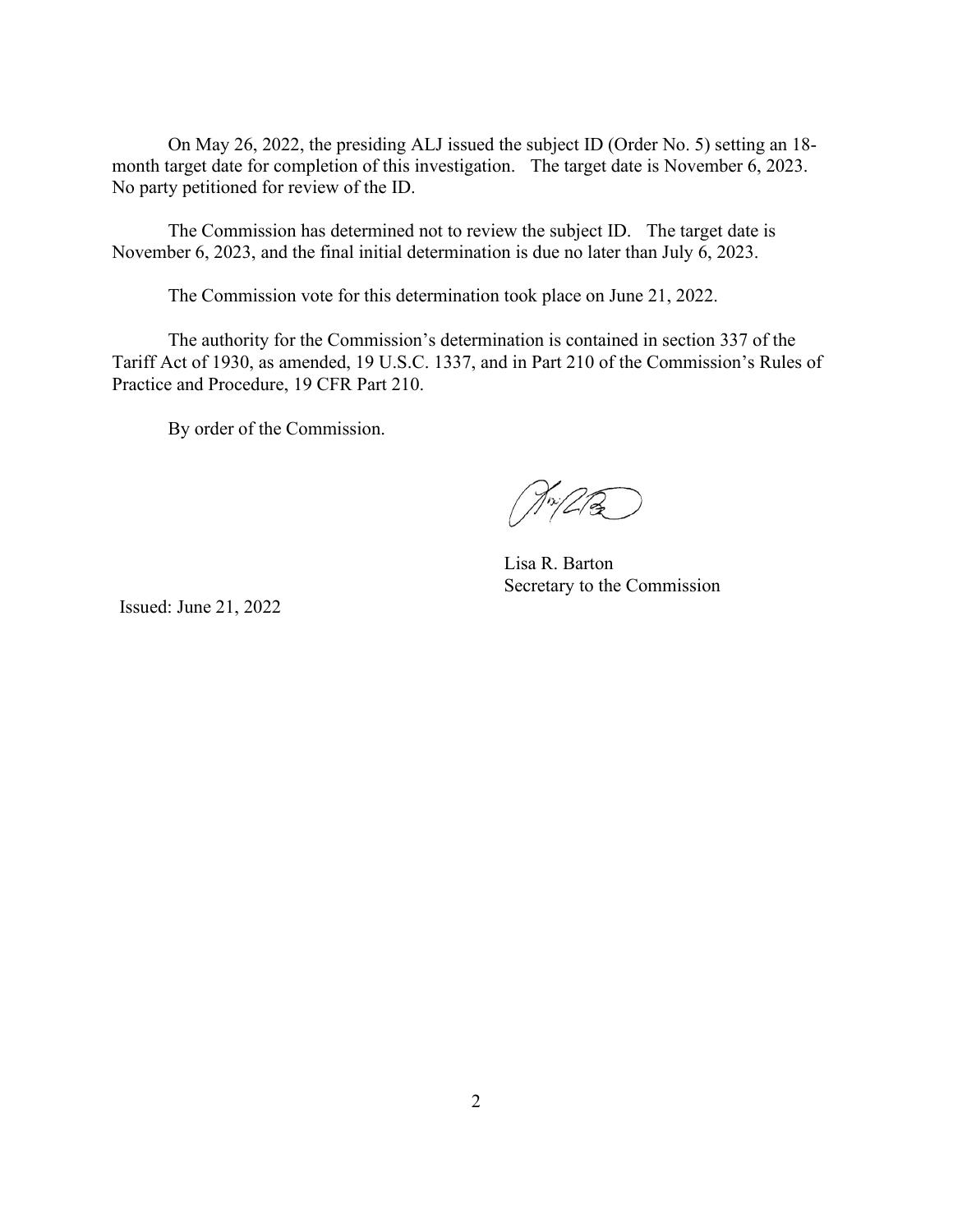On May 26, 2022, the presiding ALJ issued the subject ID (Order No. 5) setting an 18-month target date for completion of this investigation. The target date is November 6, 2023. No party petitioned for review of the ID.

The Commission has determined not to review the subject ID. The target date is November 6, 2023, and the final initial determination is due no later than July 6, 2023.

The Commission vote for this determination took place on June 21, 2022.

The authority for the Commission's determination is contained in section 337 of the Tariff Act of 1930, as amended, 19 U.S.C. 1337, and in Part 210 of the Commission's Rules of Practice and Procedure, 19 CFR Part 210.

By order of the Commission.

Lisa R. Barton
Secretary to the Commission

Issued: June 21, 2022